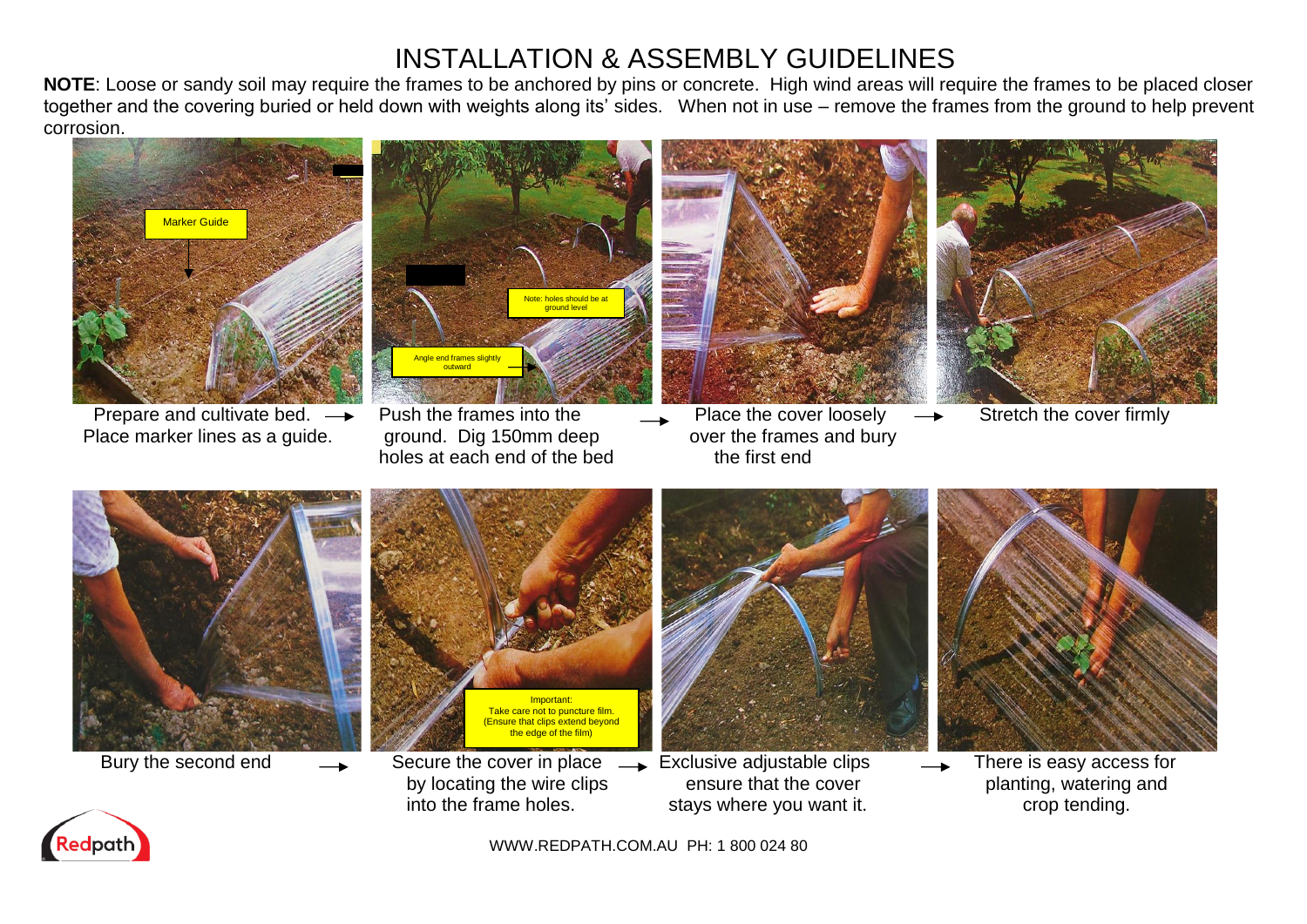# INSTALLATION & ASSEMBLY GUIDELINES

**NOTE**: Loose or sandy soil may require the frames to be anchored by pins or concrete. High wind areas will require the frames to be placed closer together and the covering buried or held down with weights along its' sides. When not in use – remove the frames from the ground to help prevent corrosion.

Marker Guide

Prepare and cultivate bed. Place marker lines as a guide. →

Note: holes should be at ground level

Angle end frames slightly outward

Push the frames into the ground. Dig 150mm deep holes at each end of the bed →

Place the cover loosely over the frames and bury the first end →

Stretch the cover firmly

Bury the second end →

Important: Take care not to puncture film. (Ensure that clips extend beyond the edge of the film)

Secure the cover in place by locating the wire clips into the frame holes. →

Exclusive adjustable clips ensure that the cover stays where you want it. →

There is easy access for planting, watering and crop tending.

Redpath

WWW.REDPATH.COM.AU PH: 1 800 024 80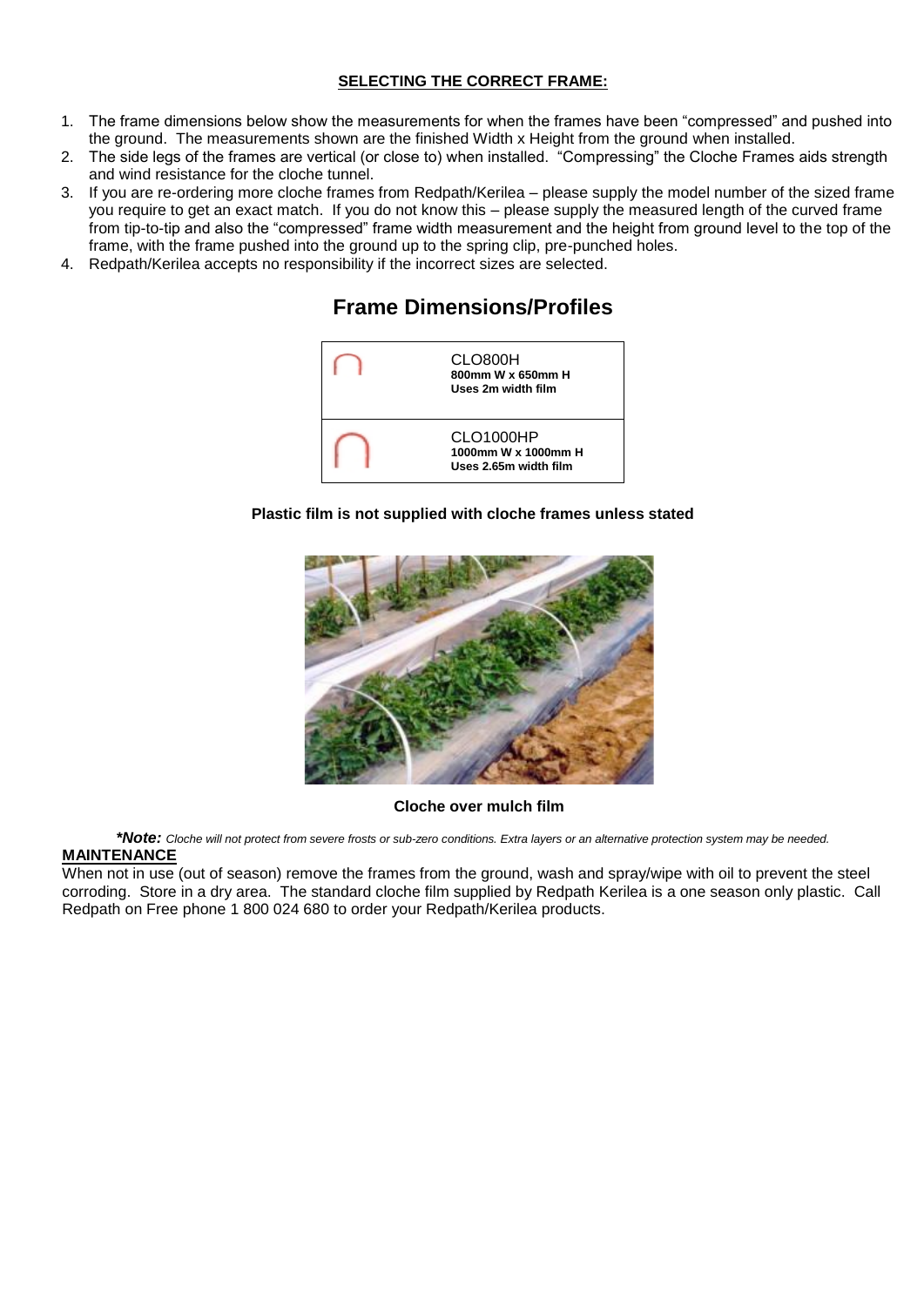**SELECTING THE CORRECT FRAME:**

1. The frame dimensions below show the measurements for when the frames have been "compressed" and pushed into the ground. The measurements shown are the finished Width x Height from the ground when installed.
2. The side legs of the frames are vertical (or close to) when installed. "Compressing" the Cloche Frames aids strength and wind resistance for the cloche tunnel.
3. If you are re-ordering more cloche frames from Redpath/Kerilea – please supply the model number of the sized frame you require to get an exact match. If you do not know this – please supply the measured length of the curved frame from tip-to-tip and also the "compressed" frame width measurement and the height from ground level to the top of the frame, with the frame pushed into the ground up to the spring clip, pre-punched holes.
4. Redpath/Kerilea accepts no responsibility if the incorrect sizes are selected.

## Frame Dimensions/Profiles

| | |
|---|---|
| | CLO800H<br>**800mm W x 650mm H**<br>**Uses 2m width film** |
| | CLO1000HP<br>**1000mm W x 1000mm H**<br>**Uses 2.65m width film** |

**Plastic film is not supplied with cloche frames unless stated**

**Cloche over mulch film**

***Note:*** *Cloche will not protect from severe frosts or sub-zero conditions. Extra layers or an alternative protection system may be needed.*

**MAINTENANCE**

When not in use (out of season) remove the frames from the ground, wash and spray/wipe with oil to prevent the steel corroding. Store in a dry area. The standard cloche film supplied by Redpath Kerilea is a one season only plastic. Call Redpath on Free phone 1 800 024 680 to order your Redpath/Kerilea products.